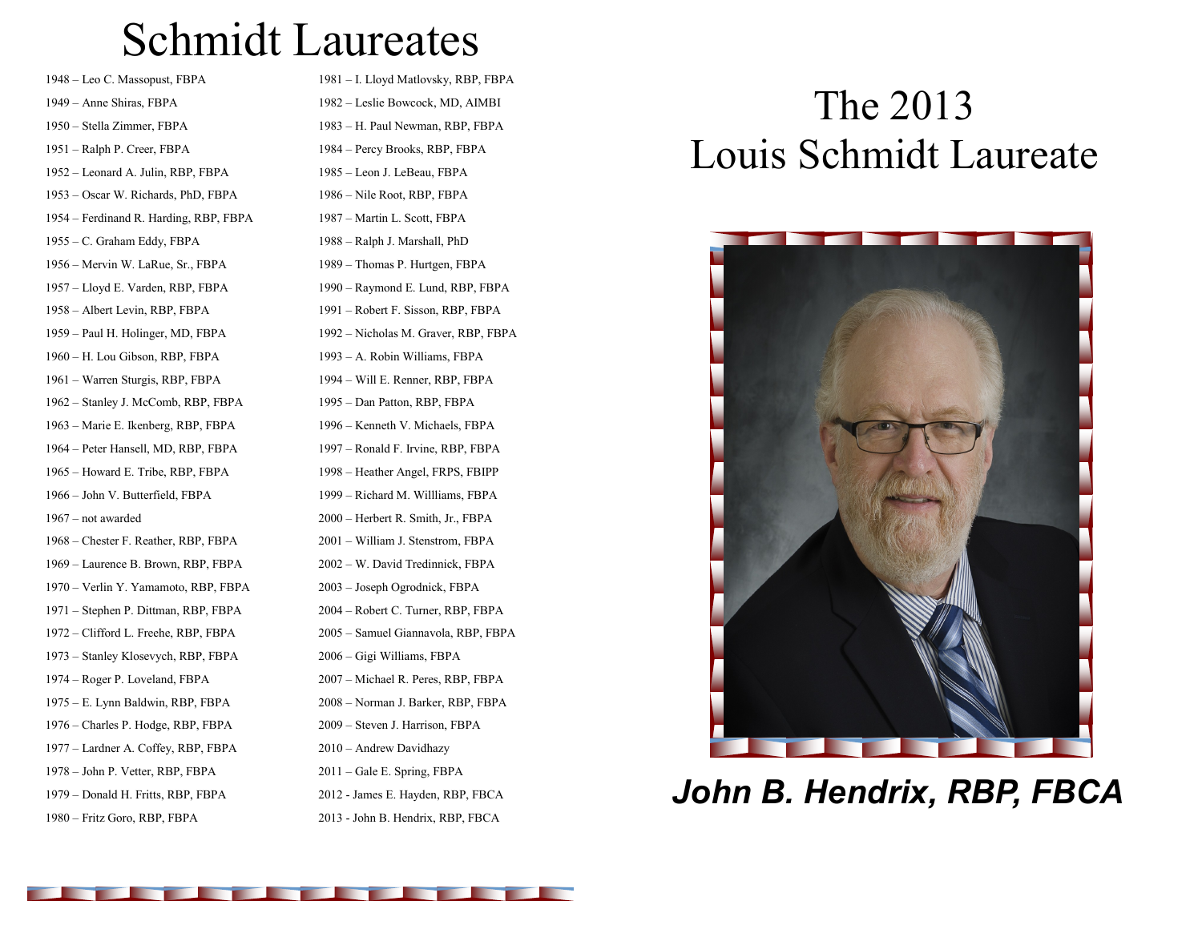# Schmidt Laureates

1948 – Leo C. Massopust, FBPA
1949 – Anne Shiras, FBPA
1950 – Stella Zimmer, FBPA
1951 – Ralph P. Creer, FBPA
1952 – Leonard A. Julin, RBP, FBPA
1953 – Oscar W. Richards, PhD, FBPA
1954 – Ferdinand R. Harding, RBP, FBPA
1955 – C. Graham Eddy, FBPA
1956 – Mervin W. LaRue, Sr., FBPA
1957 – Lloyd E. Varden, RBP, FBPA
1958 – Albert Levin, RBP, FBPA
1959 – Paul H. Holinger, MD, FBPA
1960 – H. Lou Gibson, RBP, FBPA
1961 – Warren Sturgis, RBP, FBPA
1962 – Stanley J. McComb, RBP, FBPA
1963 – Marie E. Ikenberg, RBP, FBPA
1964 – Peter Hansell, MD, RBP, FBPA
1965 – Howard E. Tribe, RBP, FBPA
1966 – John V. Butterfield, FBPA
1967 – not awarded
1968 – Chester F. Reather, RBP, FBPA
1969 – Laurence B. Brown, RBP, FBPA
1970 – Verlin Y. Yamamoto, RBP, FBPA
1971 – Stephen P. Dittman, RBP, FBPA
1972 – Clifford L. Freehe, RBP, FBPA
1973 – Stanley Klosevych, RBP, FBPA
1974 – Roger P. Loveland, FBPA
1975 – E. Lynn Baldwin, RBP, FBPA
1976 – Charles P. Hodge, RBP, FBPA
1977 – Lardner A. Coffey, RBP, FBPA
1978 – John P. Vetter, RBP, FBPA
1979 – Donald H. Fritts, RBP, FBPA
1980 – Fritz Goro, RBP, FBPA
1981 – I. Lloyd Matlovsky, RBP, FBPA
1982 – Leslie Bowcock, MD, AIMBI
1983 – H. Paul Newman, RBP, FBPA
1984 – Percy Brooks, RBP, FBPA
1985 – Leon J. LeBeau, FBPA
1986 – Nile Root, RBP, FBPA
1987 – Martin L. Scott, FBPA
1988 – Ralph J. Marshall, PhD
1989 – Thomas P. Hurtgen, FBPA
1990 – Raymond E. Lund, RBP, FBPA
1991 – Robert F. Sisson, RBP, FBPA
1992 – Nicholas M. Graver, RBP, FBPA
1993 – A. Robin Williams, FBPA
1994 – Will E. Renner, RBP, FBPA
1995 – Dan Patton, RBP, FBPA
1996 – Kenneth V. Michaels, FBPA
1997 – Ronald F. Irvine, RBP, FBPA
1998 – Heather Angel, FRPS, FBIPP
1999 – Richard M. Willliams, FBPA
2000 – Herbert R. Smith, Jr., FBPA
2001 – William J. Stenstrom, FBPA
2002 – W. David Tredinnick, FBPA
2003 – Joseph Ogrodnick, FBPA
2004 – Robert C. Turner, RBP, FBPA
2005 – Samuel Giannavola, RBP, FBPA
2006 – Gigi Williams, FBPA
2007 – Michael R. Peres, RBP, FBPA
2008 – Norman J. Barker, RBP, FBPA
2009 – Steven J. Harrison, FBPA
2010 – Andrew Davidhazy
2011 – Gale E. Spring, FBPA
2012 - James E. Hayden, RBP, FBCA
2013 - John B. Hendrix, RBP, FBCA

# The 2013 Louis Schmidt Laureate

***John B. Hendrix, RBP, FBCA***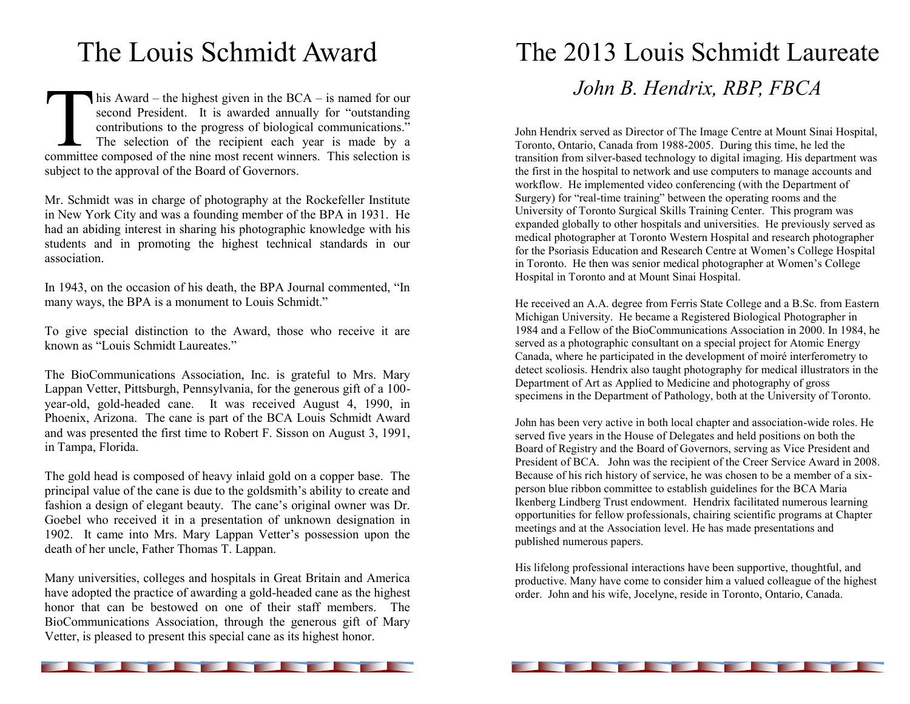# The Louis Schmidt Award

This Award – the highest given in the BCA – is named for our second President. It is awarded annually for "outstanding contributions to the progress of biological communications." The selection of the recipient each year is made by a committee composed of the nine most recent winners. This selection is subject to the approval of the Board of Governors.

Mr. Schmidt was in charge of photography at the Rockefeller Institute in New York City and was a founding member of the BPA in 1931. He had an abiding interest in sharing his photographic knowledge with his students and in promoting the highest technical standards in our association.

In 1943, on the occasion of his death, the BPA Journal commented, "In many ways, the BPA is a monument to Louis Schmidt."

To give special distinction to the Award, those who receive it are known as "Louis Schmidt Laureates."

The BioCommunications Association, Inc. is grateful to Mrs. Mary Lappan Vetter, Pittsburgh, Pennsylvania, for the generous gift of a 100-year-old, gold-headed cane. It was received August 4, 1990, in Phoenix, Arizona. The cane is part of the BCA Louis Schmidt Award and was presented the first time to Robert F. Sisson on August 3, 1991, in Tampa, Florida.

The gold head is composed of heavy inlaid gold on a copper base. The principal value of the cane is due to the goldsmith's ability to create and fashion a design of elegant beauty. The cane's original owner was Dr. Goebel who received it in a presentation of unknown designation in 1902. It came into Mrs. Mary Lappan Vetter's possession upon the death of her uncle, Father Thomas T. Lappan.

Many universities, colleges and hospitals in Great Britain and America have adopted the practice of awarding a gold-headed cane as the highest honor that can be bestowed on one of their staff members. The BioCommunications Association, through the generous gift of Mary Vetter, is pleased to present this special cane as its highest honor.

# The 2013 Louis Schmidt Laureate

## *John B. Hendrix, RBP, FBCA*

John Hendrix served as Director of The Image Centre at Mount Sinai Hospital, Toronto, Ontario, Canada from 1988-2005. During this time, he led the transition from silver-based technology to digital imaging. His department was the first in the hospital to network and use computers to manage accounts and workflow. He implemented video conferencing (with the Department of Surgery) for "real-time training" between the operating rooms and the University of Toronto Surgical Skills Training Center. This program was expanded globally to other hospitals and universities. He previously served as medical photographer at Toronto Western Hospital and research photographer for the Psoriasis Education and Research Centre at Women's College Hospital in Toronto. He then was senior medical photographer at Women's College Hospital in Toronto and at Mount Sinai Hospital.

He received an A.A. degree from Ferris State College and a B.Sc. from Eastern Michigan University. He became a Registered Biological Photographer in 1984 and a Fellow of the BioCommunications Association in 2000. In 1984, he served as a photographic consultant on a special project for Atomic Energy Canada, where he participated in the development of moiré interferometry to detect scoliosis. Hendrix also taught photography for medical illustrators in the Department of Art as Applied to Medicine and photography of gross specimens in the Department of Pathology, both at the University of Toronto.

John has been very active in both local chapter and association-wide roles. He served five years in the House of Delegates and held positions on both the Board of Registry and the Board of Governors, serving as Vice President and President of BCA. John was the recipient of the Creer Service Award in 2008. Because of his rich history of service, he was chosen to be a member of a six-person blue ribbon committee to establish guidelines for the BCA Maria Ikenberg Lindberg Trust endowment. Hendrix facilitated numerous learning opportunities for fellow professionals, chairing scientific programs at Chapter meetings and at the Association level. He has made presentations and published numerous papers.

His lifelong professional interactions have been supportive, thoughtful, and productive. Many have come to consider him a valued colleague of the highest order. John and his wife, Jocelyne, reside in Toronto, Ontario, Canada.